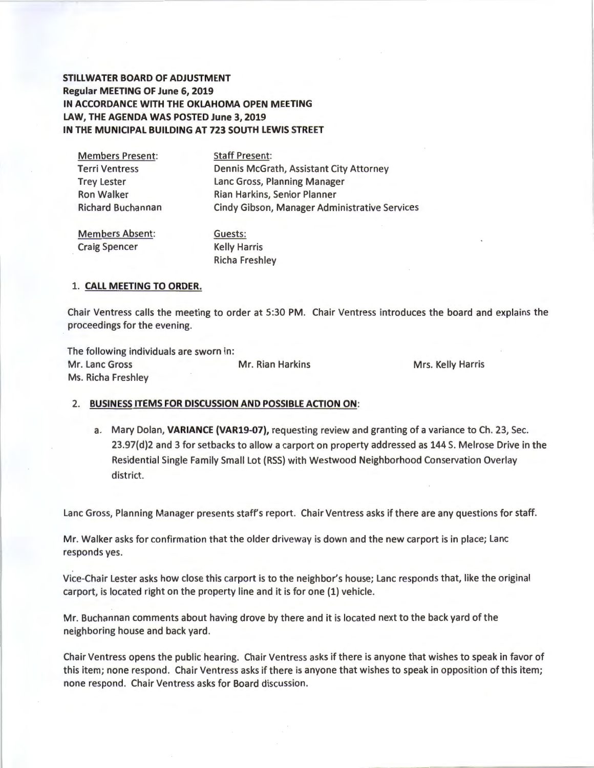**STILLWATER BOARD OF ADJUSTMENT**
**Regular MEETING OF June 6, 2019**
**IN ACCORDANCE WITH THE OKLAHOMA OPEN MEETING LAW, THE AGENDA WAS POSTED June 3, 2019 IN THE MUNICIPAL BUILDING AT 723 SOUTH LEWIS STREET**

| Members Present: | Staff Present: |
|---|---|
| Terri Ventress | Dennis McGrath, Assistant City Attorney |
| Trey Lester | Lanc Gross, Planning Manager |
| Ron Walker | Rian Harkins, Senior Planner |
| Richard Buchannan | Cindy Gibson, Manager Administrative Services |

| Members Absent: | Guests: |
|---|---|
| Craig Spencer | Kelly Harris |
| | Richa Freshley |

1. **CALL MEETING TO ORDER.**

Chair Ventress calls the meeting to order at 5:30 PM. Chair Ventress introduces the board and explains the proceedings for the evening.

The following individuals are sworn in:
Mr. Lanc Gross Mr. Rian Harkins Mrs. Kelly Harris
Ms. Richa Freshley

2. **BUSINESS ITEMS FOR DISCUSSION AND POSSIBLE ACTION ON:**

   a. Mary Dolan, **VARIANCE (VAR19-07),** requesting review and granting of a variance to Ch. 23, Sec. 23.97(d)2 and 3 for setbacks to allow a carport on property addressed as 144 S. Melrose Drive in the Residential Single Family Small Lot (RSS) with Westwood Neighborhood Conservation Overlay district.

Lanc Gross, Planning Manager presents staff's report. Chair Ventress asks if there are any questions for staff.

Mr. Walker asks for confirmation that the older driveway is down and the new carport is in place; Lanc responds yes.

Vice-Chair Lester asks how close this carport is to the neighbor's house; Lanc responds that, like the original carport, is located right on the property line and it is for one (1) vehicle.

Mr. Buchannan comments about having drove by there and it is located next to the back yard of the neighboring house and back yard.

Chair Ventress opens the public hearing. Chair Ventress asks if there is anyone that wishes to speak in favor of this item; none respond. Chair Ventress asks if there is anyone that wishes to speak in opposition of this item; none respond. Chair Ventress asks for Board discussion.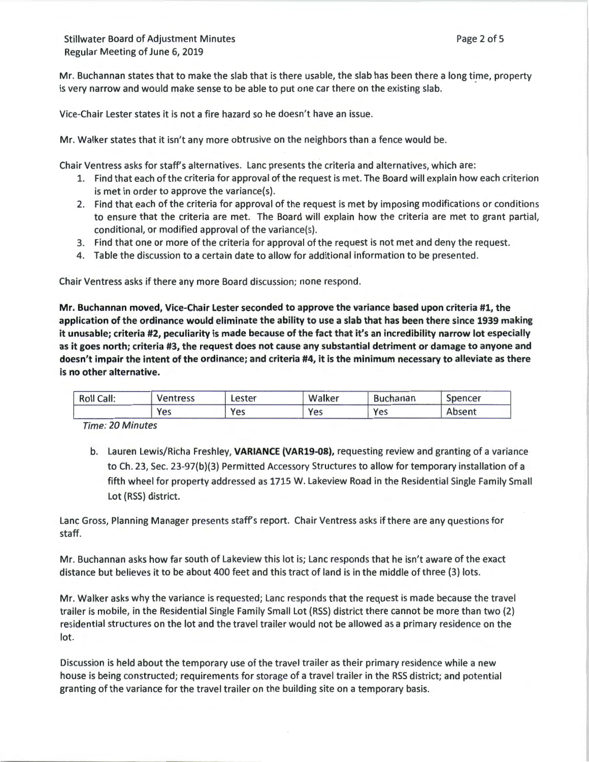Mr. Buchannan states that to make the slab that is there usable, the slab has been there a long time, property is very narrow and would make sense to be able to put one car there on the existing slab.

Vice-Chair Lester states it is not a fire hazard so he doesn't have an issue.

Mr. Walker states that it isn't any more obtrusive on the neighbors than a fence would be.

Chair Ventress asks for staff's alternatives. Lanc presents the criteria and alternatives, which are:

1. Find that each of the criteria for approval of the request is met. The Board will explain how each criterion is met in order to approve the variance(s).
2. Find that each of the criteria for approval of the request is met by imposing modifications or conditions to ensure that the criteria are met. The Board will explain how the criteria are met to grant partial, conditional, or modified approval of the variance(s).
3. Find that one or more of the criteria for approval of the request is not met and deny the request.
4. Table the discussion to a certain date to allow for additional information to be presented.

Chair Ventress asks if there any more Board discussion; none respond.

**Mr. Buchannan moved, Vice-Chair Lester seconded to approve the variance based upon criteria #1, the application of the ordinance would eliminate the ability to use a slab that has been there since 1939 making it unusable; criteria #2, peculiarity is made because of the fact that it's an incredibility narrow lot especially as it goes north; criteria #3, the request does not cause any substantial detriment or damage to anyone and doesn't impair the intent of the ordinance; and criteria #4, it is the minimum necessary to alleviate as there is no other alternative.**

| Roll Call: | Ventress | Lester | Walker | Buchanan | Spencer |
|---|---|---|---|---|---|
| | Yes | Yes | Yes | Yes | Absent |

*Time: 20 Minutes*

b. Lauren Lewis/Richa Freshley, **VARIANCE (VAR19-08),** requesting review and granting of a variance to Ch. 23, Sec. 23-97(b)(3) Permitted Accessory Structures to allow for temporary installation of a fifth wheel for property addressed as 1715 W. Lakeview Road in the Residential Single Family Small Lot (RSS) district.

Lanc Gross, Planning Manager presents staff's report. Chair Ventress asks if there are any questions for staff.

Mr. Buchannan asks how far south of Lakeview this lot is; Lanc responds that he isn't aware of the exact distance but believes it to be about 400 feet and this tract of land is in the middle of three (3) lots.

Mr. Walker asks why the variance is requested; Lanc responds that the request is made because the travel trailer is mobile, in the Residential Single Family Small Lot (RSS) district there cannot be more than two (2) residential structures on the lot and the travel trailer would not be allowed as a primary residence on the lot.

Discussion is held about the temporary use of the travel trailer as their primary residence while a new house is being constructed; requirements for storage of a travel trailer in the RSS district; and potential granting of the variance for the travel trailer on the building site on a temporary basis.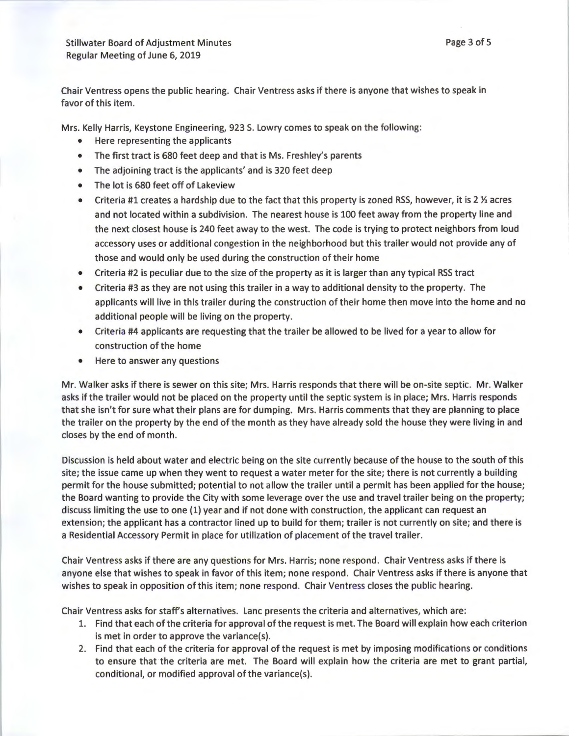Chair Ventress opens the public hearing. Chair Ventress asks if there is anyone that wishes to speak in favor of this item.

Mrs. Kelly Harris, Keystone Engineering, 923 S. Lowry comes to speak on the following:

- Here representing the applicants
- The first tract is 680 feet deep and that is Ms. Freshley's parents
- The adjoining tract is the applicants' and is 320 feet deep
- The lot is 680 feet off of Lakeview
- Criteria #1 creates a hardship due to the fact that this property is zoned RSS, however, it is 2 ½ acres and not located within a subdivision. The nearest house is 100 feet away from the property line and the next closest house is 240 feet away to the west. The code is trying to protect neighbors from loud accessory uses or additional congestion in the neighborhood but this trailer would not provide any of those and would only be used during the construction of their home
- Criteria #2 is peculiar due to the size of the property as it is larger than any typical RSS tract
- Criteria #3 as they are not using this trailer in a way to additional density to the property. The applicants will live in this trailer during the construction of their home then move into the home and no additional people will be living on the property.
- Criteria #4 applicants are requesting that the trailer be allowed to be lived for a year to allow for construction of the home
- Here to answer any questions

Mr. Walker asks if there is sewer on this site; Mrs. Harris responds that there will be on-site septic. Mr. Walker asks if the trailer would not be placed on the property until the septic system is in place; Mrs. Harris responds that she isn't for sure what their plans are for dumping. Mrs. Harris comments that they are planning to place the trailer on the property by the end of the month as they have already sold the house they were living in and closes by the end of month.

Discussion is held about water and electric being on the site currently because of the house to the south of this site; the issue came up when they went to request a water meter for the site; there is not currently a building permit for the house submitted; potential to not allow the trailer until a permit has been applied for the house; the Board wanting to provide the City with some leverage over the use and travel trailer being on the property; discuss limiting the use to one (1) year and if not done with construction, the applicant can request an extension; the applicant has a contractor lined up to build for them; trailer is not currently on site; and there is a Residential Accessory Permit in place for utilization of placement of the travel trailer.

Chair Ventress asks if there are any questions for Mrs. Harris; none respond. Chair Ventress asks if there is anyone else that wishes to speak in favor of this item; none respond. Chair Ventress asks if there is anyone that wishes to speak in opposition of this item; none respond. Chair Ventress closes the public hearing.

Chair Ventress asks for staff's alternatives. Lanc presents the criteria and alternatives, which are:

1. Find that each of the criteria for approval of the request is met. The Board will explain how each criterion is met in order to approve the variance(s).
2. Find that each of the criteria for approval of the request is met by imposing modifications or conditions to ensure that the criteria are met. The Board will explain how the criteria are met to grant partial, conditional, or modified approval of the variance(s).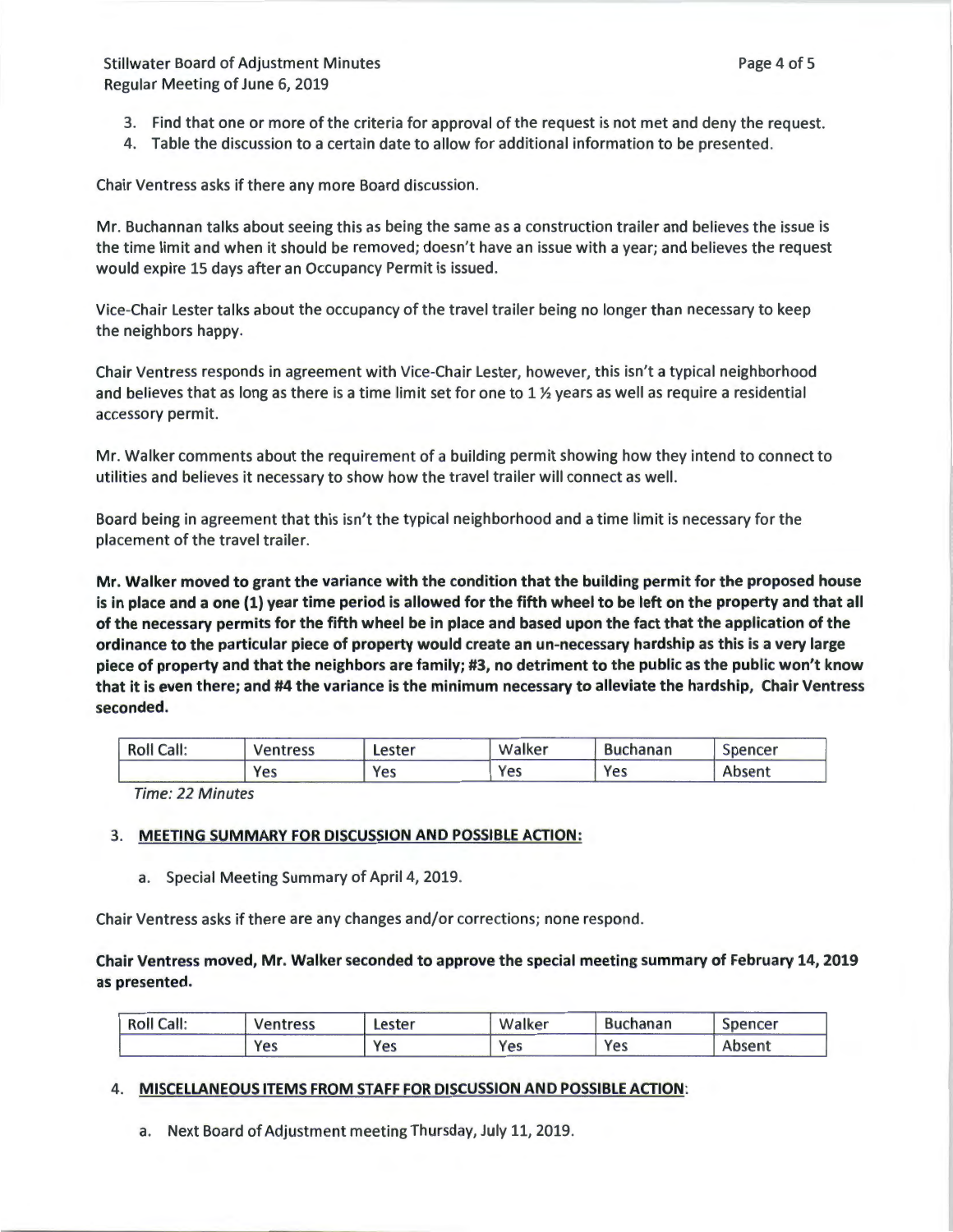3. Find that one or more of the criteria for approval of the request is not met and deny the request.
4. Table the discussion to a certain date to allow for additional information to be presented.

Chair Ventress asks if there any more Board discussion.

Mr. Buchannan talks about seeing this as being the same as a construction trailer and believes the issue is the time limit and when it should be removed; doesn't have an issue with a year; and believes the request would expire 15 days after an Occupancy Permit is issued.

Vice-Chair Lester talks about the occupancy of the travel trailer being no longer than necessary to keep the neighbors happy.

Chair Ventress responds in agreement with Vice-Chair Lester, however, this isn't a typical neighborhood and believes that as long as there is a time limit set for one to 1 ½ years as well as require a residential accessory permit.

Mr. Walker comments about the requirement of a building permit showing how they intend to connect to utilities and believes it necessary to show how the travel trailer will connect as well.

Board being in agreement that this isn't the typical neighborhood and a time limit is necessary for the placement of the travel trailer.

**Mr. Walker moved to grant the variance with the condition that the building permit for the proposed house is in place and a one (1) year time period is allowed for the fifth wheel to be left on the property and that all of the necessary permits for the fifth wheel be in place and based upon the fact that the application of the ordinance to the particular piece of property would create an un-necessary hardship as this is a very large piece of property and that the neighbors are family; #3, no detriment to the public as the public won't know that it is even there; and #4 the variance is the minimum necessary to alleviate the hardship, Chair Ventress seconded.**

| Roll Call: | Ventress | Lester | Walker | Buchanan | Spencer |
|---|---|---|---|---|---|
| | Yes | Yes | Yes | Yes | Absent |

*Time: 22 Minutes*

3. **MEETING SUMMARY FOR DISCUSSION AND POSSIBLE ACTION:**

   a. Special Meeting Summary of April 4, 2019.

Chair Ventress asks if there are any changes and/or corrections; none respond.

**Chair Ventress moved, Mr. Walker seconded to approve the special meeting summary of February 14, 2019 as presented.**

| Roll Call: | Ventress | Lester | Walker | Buchanan | Spencer |
|---|---|---|---|---|---|
| | Yes | Yes | Yes | Yes | Absent |

4. **MISCELLANEOUS ITEMS FROM STAFF FOR DISCUSSION AND POSSIBLE ACTION:**

   a. Next Board of Adjustment meeting Thursday, July 11, 2019.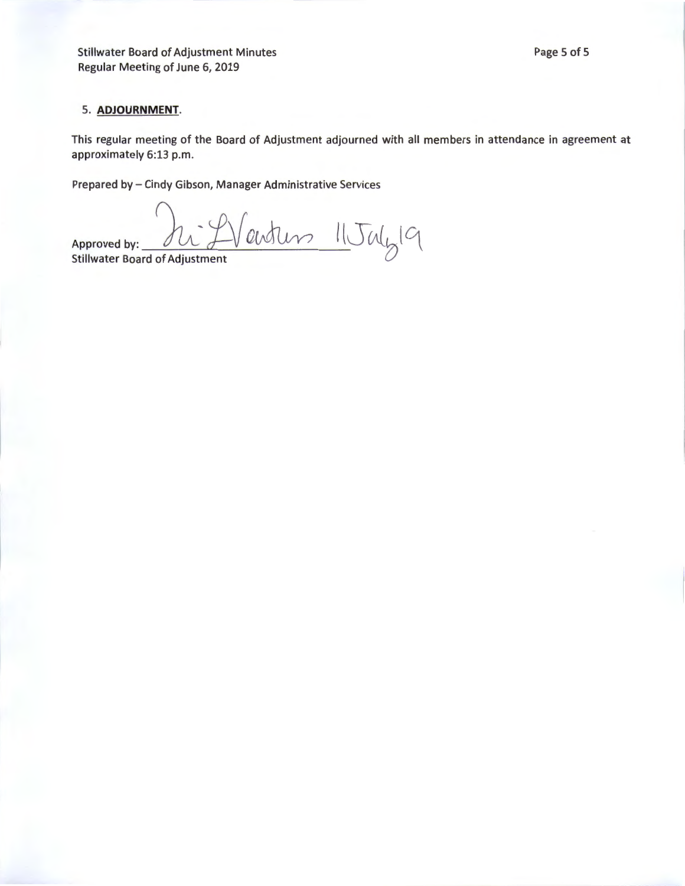## 5. **ADJOURNMENT**.

This regular meeting of the Board of Adjustment adjourned with all members in attendance in agreement at approximately 6:13 p.m.

Prepared by – Cindy Gibson, Manager Administrative Services

Approved by: Lori L. Venturs 11 July 19
Stillwater Board of Adjustment